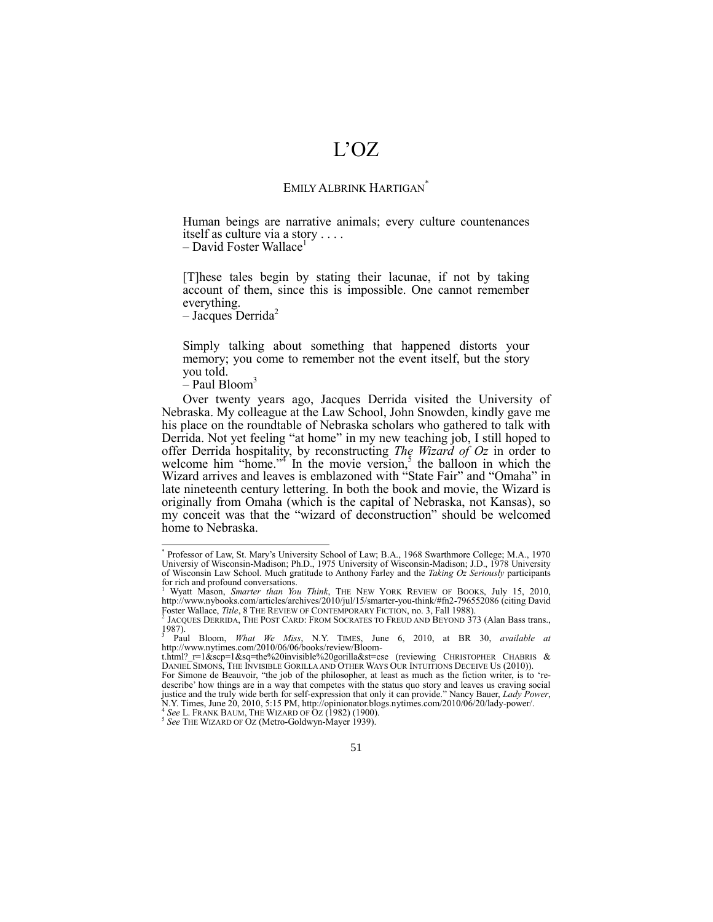// L'OZ

EMILY ALBRINK HARTIGAN[*]

> Human beings are narrative animals; every culture countenances itself as culture via a story . . . .
> – David Foster Wallace[1]

> [T]hese tales begin by stating their lacunae, if not by taking account of them, since this is impossible. One cannot remember everything.
> – Jacques Derrida[2]

> Simply talking about something that happened distorts your memory; you come to remember not the event itself, but the story you told.
> – Paul Bloom[3]

Over twenty years ago, Jacques Derrida visited the University of Nebraska. My colleague at the Law School, John Snowden, kindly gave me his place on the roundtable of Nebraska scholars who gathered to talk with Derrida. Not yet feeling "at home" in my new teaching job, I still hoped to offer Derrida hospitality, by reconstructing *The Wizard of Oz* in order to welcome him "home."[4] In the movie version,[5] the balloon in which the Wizard arrives and leaves is emblazoned with "State Fair" and "Omaha" in late nineteenth century lettering. In both the book and movie, the Wizard is originally from Omaha (which is the capital of Nebraska, not Kansas), so my conceit was that the "wizard of deconstruction" should be welcomed home to Nebraska.

---

[*] Professor of Law, St. Mary's University School of Law; B.A., 1968 Swarthmore College; M.A., 1970 Universiy of Wisconsin-Madison; Ph.D., 1975 University of Wisconsin-Madison; J.D., 1978 University of Wisconsin Law School. Much gratitude to Anthony Farley and the *Taking Oz Seriously* participants for rich and profound conversations.

[1] Wyatt Mason, *Smarter than You Think*, THE NEW YORK REVIEW OF BOOKS, July 15, 2010, http://www.nybooks.com/articles/archives/2010/jul/15/smarter-you-think/#fn2-796552086 (citing David Foster Wallace, *Title*, 8 THE REVIEW OF CONTEMPORARY FICTION, no. 3, Fall 1988).

[2] JACQUES DERRIDA, THE POST CARD: FROM SOCRATES TO FREUD AND BEYOND 373 (Alan Bass trans., 1987).

[3] Paul Bloom, *What We Miss*, N.Y. TIMES, June 6, 2010, at BR 30, *available at* http://www.nytimes.com/2010/06/06/books/review/Bloom-t.html?_r=1&scp=1&sq=the%20invisible%20gorilla&st=cse (reviewing CHRISTOPHER CHABRIS & DANIEL SIMONS, THE INVISIBLE GORILLA AND OTHER WAYS OUR INTUITIONS DECEIVE US (2010)). For Simone de Beauvoir, "the job of the philosopher, at least as much as the fiction writer, is to 're-describe' how things are in a way that competes with the status quo story and leaves us craving social justice and the truly wide berth for self-expression that only it can provide." Nancy Bauer, *Lady Power*, N.Y. Times, June 20, 2010, 5:15 PM, http://opinionator.blogs.nytimes.com/2010/06/20/lady-power/.

[4] *See* L. FRANK BAUM, THE WIZARD OF OZ (1982) (1900).

[5] *See* THE WIZARD OF OZ (Metro-Goldwyn-Mayer 1939).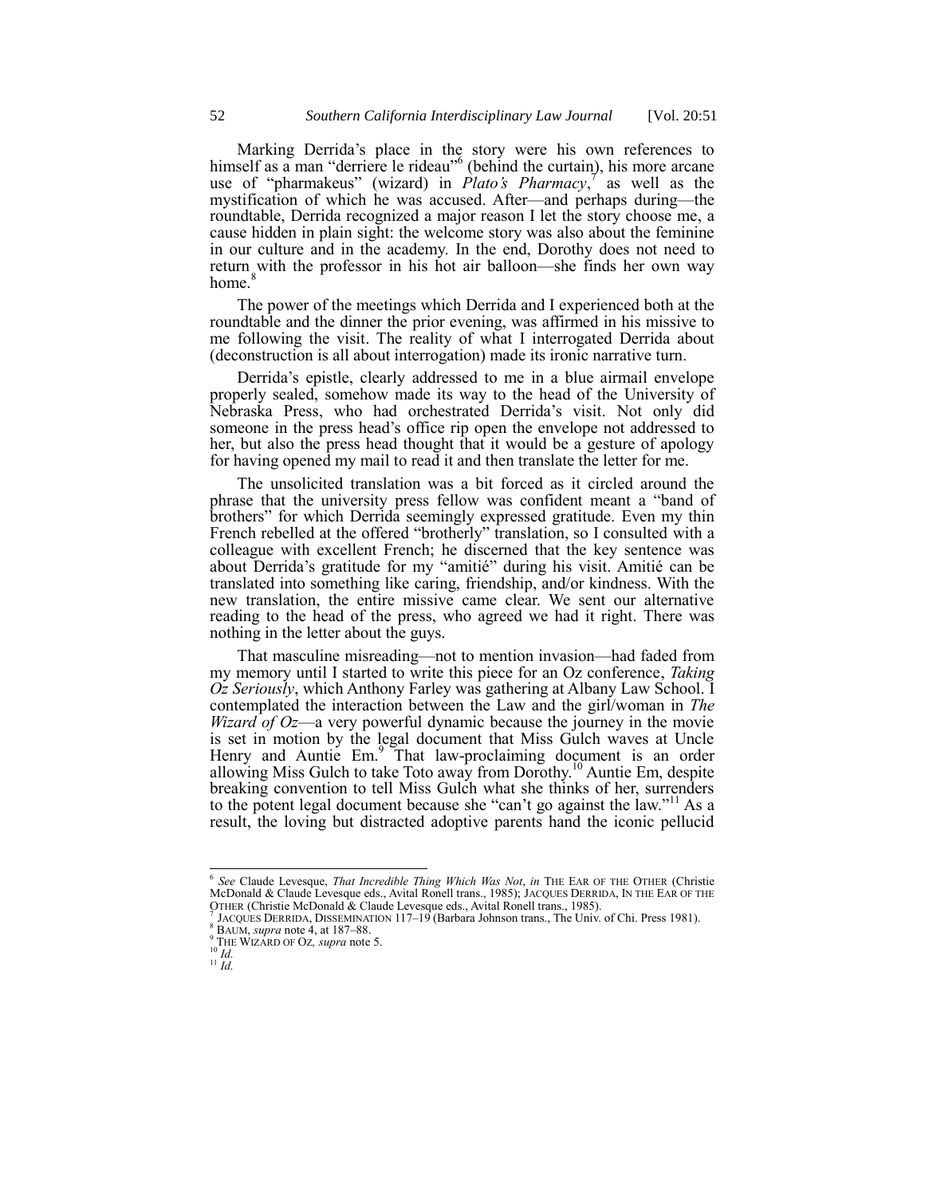Marking Derrida's place in the story were his own references to himself as a man "derriere le rideau"[6] (behind the curtain), his more arcane use of "pharmakeus" (wizard) in *Plato's Pharmacy*,[7] as well as the mystification of which he was accused. After—and perhaps during—the roundtable, Derrida recognized a major reason I let the story choose me, a cause hidden in plain sight: the welcome story was also about the feminine in our culture and in the academy. In the end, Dorothy does not need to return with the professor in his hot air balloon—she finds her own way home.[8]

The power of the meetings which Derrida and I experienced both at the roundtable and the dinner the prior evening, was affirmed in his missive to me following the visit. The reality of what I interrogated Derrida about (deconstruction is all about interrogation) made its ironic narrative turn.

Derrida's epistle, clearly addressed to me in a blue airmail envelope properly sealed, somehow made its way to the head of the University of Nebraska Press, who had orchestrated Derrida's visit. Not only did someone in the press head's office rip open the envelope not addressed to her, but also the press head thought that it would be a gesture of apology for having opened my mail to read it and then translate the letter for me.

The unsolicited translation was a bit forced as it circled around the phrase that the university press fellow was confident meant a "band of brothers" for which Derrida seemingly expressed gratitude. Even my thin French rebelled at the offered "brotherly" translation, so I consulted with a colleague with excellent French; he discerned that the key sentence was about Derrida's gratitude for my "amitié" during his visit. Amitié can be translated into something like caring, friendship, and/or kindness. With the new translation, the entire missive came clear. We sent our alternative reading to the head of the press, who agreed we had it right. There was nothing in the letter about the guys.

That masculine misreading—not to mention invasion—had faded from my memory until I started to write this piece for an Oz conference, *Taking Oz Seriously*, which Anthony Farley was gathering at Albany Law School. I contemplated the interaction between the Law and the girl/woman in *The Wizard of Oz*—a very powerful dynamic because the journey in the movie is set in motion by the legal document that Miss Gulch waves at Uncle Henry and Auntie Em.[9] That law-proclaiming document is an order allowing Miss Gulch to take Toto away from Dorothy.[10] Auntie Em, despite breaking convention to tell Miss Gulch what she thinks of her, surrenders to the potent legal document because she "can't go against the law."[11] As a result, the loving but distracted adoptive parents hand the iconic pellucid

---

[6] *See* Claude Levesque, *That Incredible Thing Which Was Not*, *in* THE EAR OF THE OTHER (Christie McDonald & Claude Levesque eds., Avital Ronell trans., 1985); JACQUES DERRIDA, IN THE EAR OF THE OTHER (Christie McDonald & Claude Levesque eds., Avital Ronell trans., 1985).

[7] JACQUES DERRIDA, DISSEMINATION 117–19 (Barbara Johnson trans., The Univ. of Chi. Press 1981).

[8] BAUM, *supra* note 4, at 187–88.

[9] THE WIZARD OF OZ, *supra* note 5.

[10] *Id.*

[11] *Id.*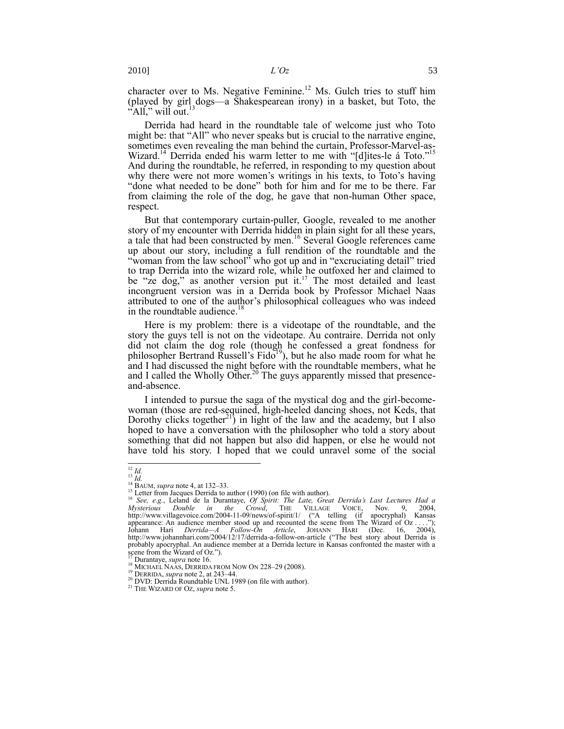character over to Ms. Negative Feminine.[12] Ms. Gulch tries to stuff him (played by girl dogs—a Shakespearean irony) in a basket, but Toto, the "All," will out.[13]

Derrida had heard in the roundtable tale of welcome just who Toto might be: that "All" who never speaks but is crucial to the narrative engine, sometimes even revealing the man behind the curtain, Professor-Marvel-as-Wizard.[14] Derrida ended his warm letter to me with "[d]ites-le á Toto."[15] And during the roundtable, he referred, in responding to my question about why there were not more women's writings in his texts, to Toto's having "done what needed to be done" both for him and for me to be there. Far from claiming the role of the dog, he gave that non-human Other space, respect.

But that contemporary curtain-puller, Google, revealed to me another story of my encounter with Derrida hidden in plain sight for all these years, a tale that had been constructed by men.[16] Several Google references came up about our story, including a full rendition of the roundtable and the "woman from the law school" who got up and in "excruciating detail" tried to trap Derrida into the wizard role, while he outfoxed her and claimed to be "ze dog," as another version put it.[17] The most detailed and least incongruent version was in a Derrida book by Professor Michael Naas attributed to one of the author's philosophical colleagues who was indeed in the roundtable audience.[18]

Here is my problem: there is a videotape of the roundtable, and the story the guys tell is not on the videotape. Au contraire. Derrida not only did not claim the dog role (though he confessed a great fondness for philosopher Bertrand Russell's Fido[19]), but he also made room for what he and I had discussed the night before with the roundtable members, what he and I called the Wholly Other.[20] The guys apparently missed that presence-and-absence.

I intended to pursue the saga of the mystical dog and the girl-become-woman (those are red-sequined, high-heeled dancing shoes, not Keds, that Dorothy clicks together[21]) in light of the law and the academy, but I also hoped to have a conversation with the philosopher who told a story about something that did not happen but also did happen, or else he would not have told his story. I hoped that we could unravel some of the social

---

[12] *Id.*

[13] *Id.*

[14] BAUM, *supra* note 4, at 132–33.

[15] Letter from Jacques Derrida to author (1990) (on file with author).

[16] *See, e.g.*, Leland de la Durantaye, *Of Spirit: The Late, Great Derrida's Last Lectures Had a Mysterious Double in the Crowd*, THE VILLAGE VOICE, Nov. 9, 2004, http://www.villagevoice.com/2004-11-09/news/of-spirit/1/ ("A telling (if apocryphal) Kansas appearance: An audience member stood up and recounted the scene from The Wizard of Oz . . . ."); Johann Hari *Derrida—A Follow-On Article*, JOHANN HARI (Dec. 16, 2004), http://www.johannhari.com/2004/12/17/derrida-a-follow-on-article ("The best story about Derrida is probably apocryphal. An audience member at a Derrida lecture in Kansas confronted the master with a scene from the Wizard of Oz.").

[17] Durantaye, *supra* note 16.

[18] MICHAEL NAAS, DERRIDA FROM NOW ON 228–29 (2008).

[19] DERRIDA, *supra* note 2, at 243–44.

[20] DVD: Derrida Roundtable UNL 1989 (on file with author).

[21] THE WIZARD OF OZ, *supra* note 5.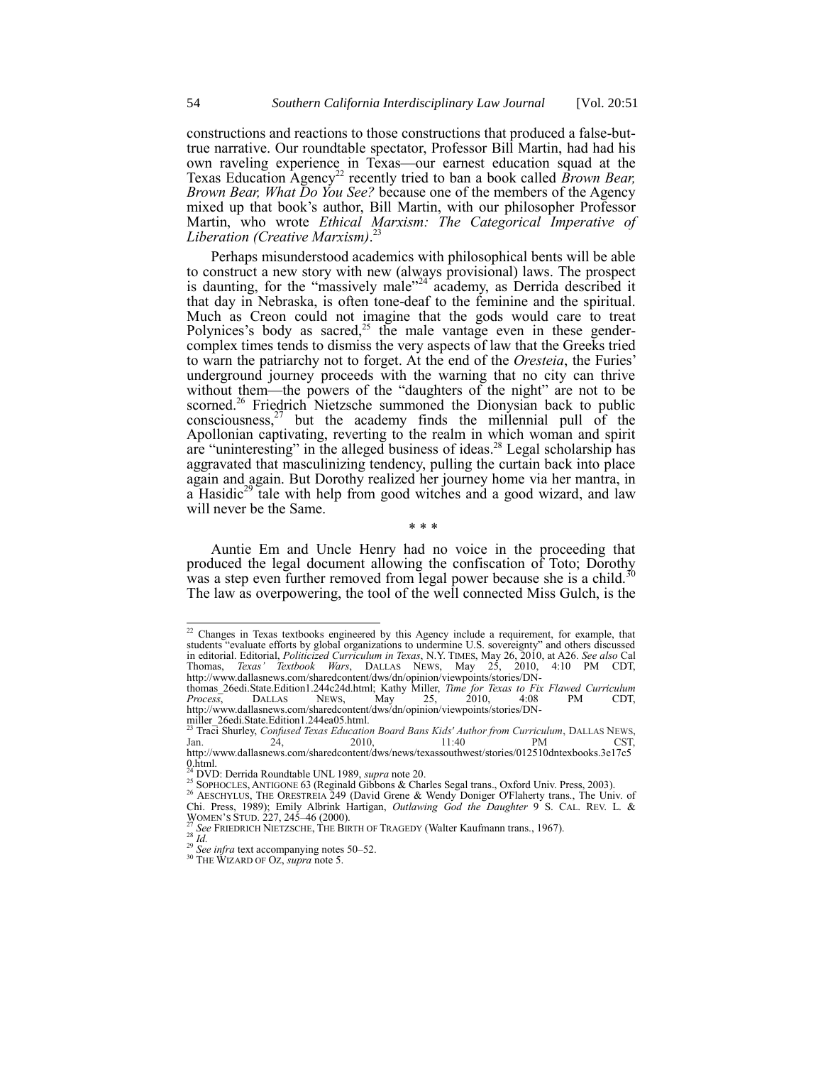constructions and reactions to those constructions that produced a false-but-true narrative. Our roundtable spectator, Professor Bill Martin, had had his own raveling experience in Texas—our earnest education squad at the Texas Education Agency[22] recently tried to ban a book called *Brown Bear, Brown Bear, What Do You See?* because one of the members of the Agency mixed up that book's author, Bill Martin, with our philosopher Professor Martin, who wrote *Ethical Marxism: The Categorical Imperative of Liberation (Creative Marxism)*.[23]

Perhaps misunderstood academics with philosophical bents will be able to construct a new story with new (always provisional) laws. The prospect is daunting, for the "massively male"[24] academy, as Derrida described it that day in Nebraska, is often tone-deaf to the feminine and the spiritual. Much as Creon could not imagine that the gods would care to treat Polynices's body as sacred,[25] the male vantage even in these gender-complex times tends to dismiss the very aspects of law that the Greeks tried to warn the patriarchy not to forget. At the end of the *Oresteia*, the Furies' underground journey proceeds with the warning that no city can thrive without them—the powers of the "daughters of the night" are not to be scorned.[26] Friedrich Nietzsche summoned the Dionysian back to public consciousness,[27] but the academy finds the millennial pull of the Apollonian captivating, reverting to the realm in which woman and spirit are "uninteresting" in the alleged business of ideas.[28] Legal scholarship has aggravated that masculinizing tendency, pulling the curtain back into place again and again. But Dorothy realized her journey home via her mantra, in a Hasidic[29] tale with help from good witches and a good wizard, and law will never be the Same.

\* \* \*

Auntie Em and Uncle Henry had no voice in the proceeding that produced the legal document allowing the confiscation of Toto; Dorothy was a step even further removed from legal power because she is a child.[30] The law as overpowering, the tool of the well connected Miss Gulch, is the

---

[22] Changes in Texas textbooks engineered by this Agency include a requirement, for example, that students "evaluate efforts by global organizations to undermine U.S. sovereignty" and others discussed in editorial. Editorial, *Politicized Curriculum in Texas*, N.Y. TIMES, May 26, 2010, at A26. *See also* Cal Thomas, *Texas' Textbook Wars*, DALLAS NEWS, May 25, 2010, 4:10 PM CDT, http://www.dallasnews.com/sharedcontent/dws/dn/opinion/viewpoints/stories/DN-thomas_26edi.State.Edition1.244c24d.html; Kathy Miller, *Time for Texas to Fix Flawed Curriculum Process*, DALLAS NEWS, May 25, 2010, 4:08 PM CDT, http://www.dallasnews.com/sharedcontent/dws/dn/opinion/viewpoints/stories/DN-miller_26edi.State.Edition1.244ea05.html.

[23] Traci Shurley, *Confused Texas Education Board Bans Kids' Author from Curriculum*, DALLAS NEWS, Jan. 24, 2010, 11:40 PM CST, http://www.dallasnews.com/sharedcontent/dws/news/texassouthwest/stories/012510dntexbooks.3e17c50.html.

[24] DVD: Derrida Roundtable UNL 1989, *supra* note 20.

[25] SOPHOCLES, ANTIGONE 63 (Reginald Gibbons & Charles Segal trans., Oxford Univ. Press, 2003).

[26] AESCHYLUS, THE ORESTREIA 249 (David Grene & Wendy Doniger O'Flaherty trans., The Univ. of Chi. Press, 1989); Emily Albrink Hartigan, *Outlawing God the Daughter* 9 S. CAL. REV. L. & WOMEN'S STUD. 227, 245–46 (2000).

[27] *See* FRIEDRICH NIETZSCHE, THE BIRTH OF TRAGEDY (Walter Kaufmann trans., 1967).

[28] *Id.*

[29] *See infra* text accompanying notes 50–52.

[30] THE WIZARD OF OZ, *supra* note 5.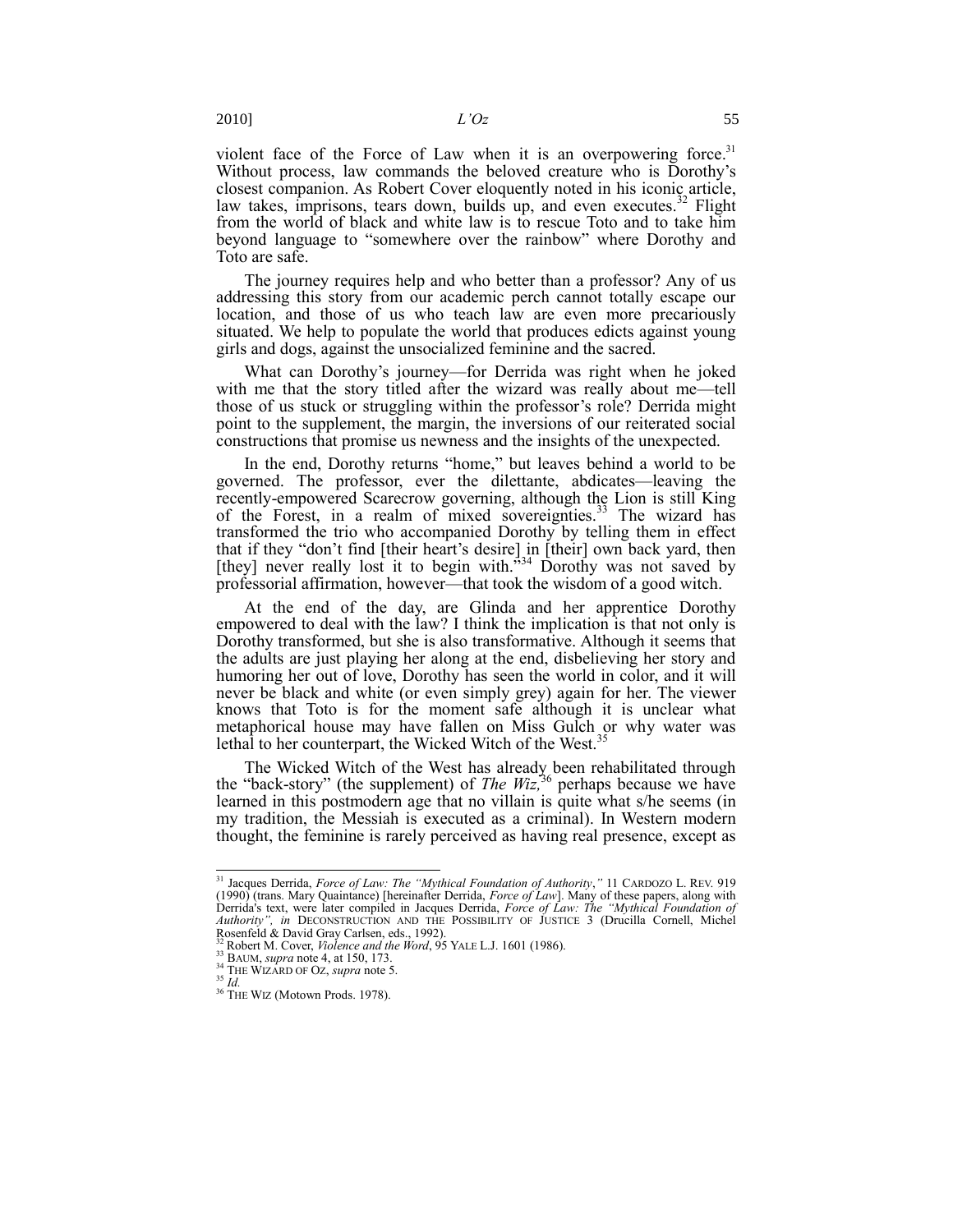violent face of the Force of Law when it is an overpowering force.[31] Without process, law commands the beloved creature who is Dorothy's closest companion. As Robert Cover eloquently noted in his iconic article, law takes, imprisons, tears down, builds up, and even executes.[32] Flight from the world of black and white law is to rescue Toto and to take him beyond language to "somewhere over the rainbow" where Dorothy and Toto are safe.

The journey requires help and who better than a professor? Any of us addressing this story from our academic perch cannot totally escape our location, and those of us who teach law are even more precariously situated. We help to populate the world that produces edicts against young girls and dogs, against the unsocialized feminine and the sacred.

What can Dorothy's journey—for Derrida was right when he joked with me that the story titled after the wizard was really about me—tell those of us stuck or struggling within the professor's role? Derrida might point to the supplement, the margin, the inversions of our reiterated social constructions that promise us newness and the insights of the unexpected.

In the end, Dorothy returns "home," but leaves behind a world to be governed. The professor, ever the dilettante, abdicates—leaving the recently-empowered Scarecrow governing, although the Lion is still King of the Forest, in a realm of mixed sovereignties.[33] The wizard has transformed the trio who accompanied Dorothy by telling them in effect that if they "don't find [their heart's desire] in [their] own back yard, then [they] never really lost it to begin with."[34] Dorothy was not saved by professorial affirmation, however—that took the wisdom of a good witch.

At the end of the day, are Glinda and her apprentice Dorothy empowered to deal with the law? I think the implication is that not only is Dorothy transformed, but she is also transformative. Although it seems that the adults are just playing her along at the end, disbelieving her story and humoring her out of love, Dorothy has seen the world in color, and it will never be black and white (or even simply grey) again for her. The viewer knows that Toto is for the moment safe although it is unclear what metaphorical house may have fallen on Miss Gulch or why water was lethal to her counterpart, the Wicked Witch of the West.[35]

The Wicked Witch of the West has already been rehabilitated through the "back-story" (the supplement) of *The Wiz*,[36] perhaps because we have learned in this postmodern age that no villain is quite what s/he seems (in my tradition, the Messiah is executed as a criminal). In Western modern thought, the feminine is rarely perceived as having real presence, except as

---

[31] Jacques Derrida, *Force of Law: The "Mythical Foundation of Authority*,*"* 11 CARDOZO L. REV. 919 (1990) (trans. Mary Quaintance) [hereinafter Derrida, *Force of Law*]. Many of these papers, along with Derrida's text, were later compiled in Jacques Derrida, *Force of Law: The "Mythical Foundation of Authority", in* DECONSTRUCTION AND THE POSSIBILITY OF JUSTICE 3 (Drucilla Cornell, Michel Rosenfeld & David Gray Carlsen, eds., 1992).

[32] Robert M. Cover, *Violence and the Word*, 95 YALE L.J. 1601 (1986).

[33] BAUM, *supra* note 4, at 150, 173.

[34] THE WIZARD OF OZ, *supra* note 5.

[35] *Id.*

[36] THE WIZ (Motown Prods. 1978).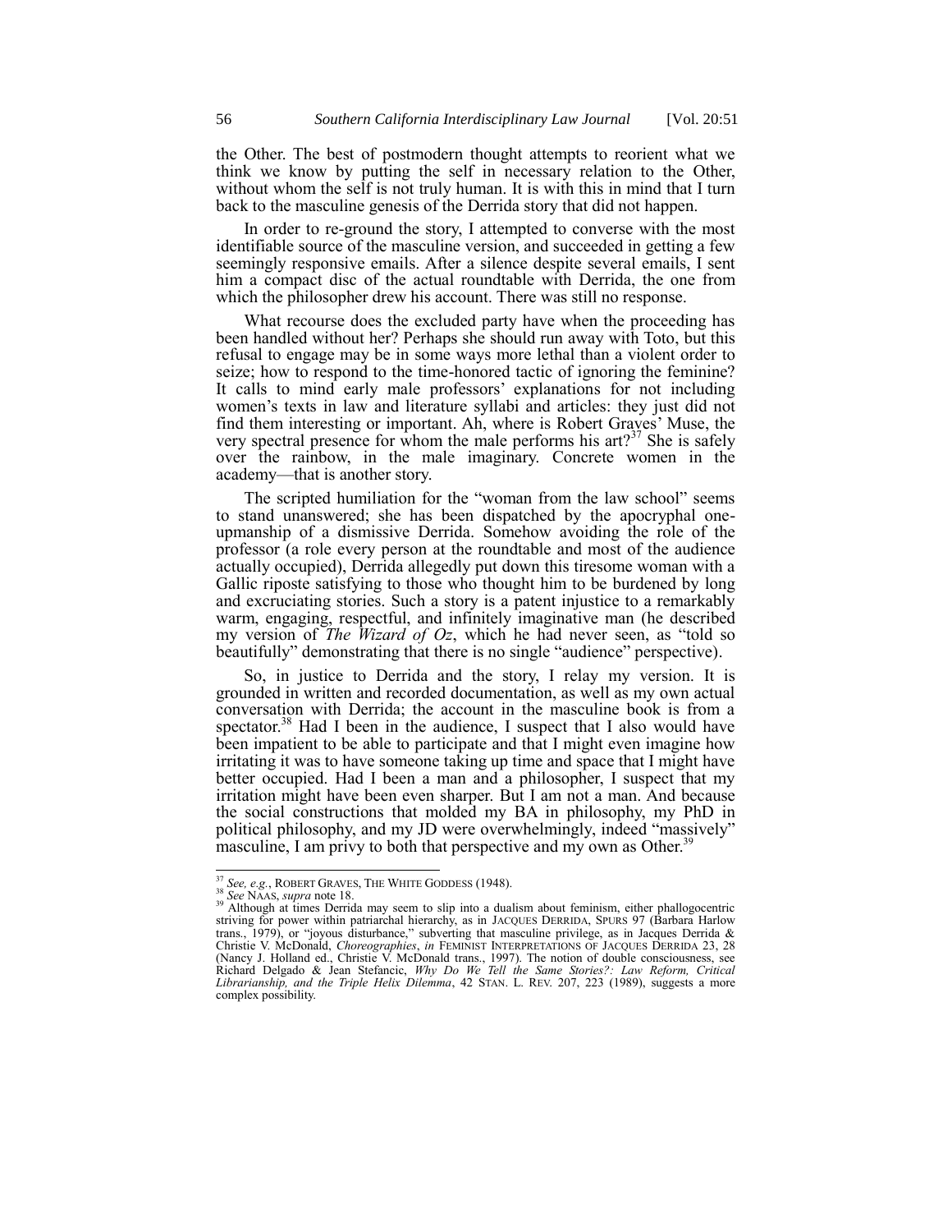the Other. The best of postmodern thought attempts to reorient what we think we know by putting the self in necessary relation to the Other, without whom the self is not truly human. It is with this in mind that I turn back to the masculine genesis of the Derrida story that did not happen.

In order to re-ground the story, I attempted to converse with the most identifiable source of the masculine version, and succeeded in getting a few seemingly responsive emails. After a silence despite several emails, I sent him a compact disc of the actual roundtable with Derrida, the one from which the philosopher drew his account. There was still no response.

What recourse does the excluded party have when the proceeding has been handled without her? Perhaps she should run away with Toto, but this refusal to engage may be in some ways more lethal than a violent order to seize; how to respond to the time-honored tactic of ignoring the feminine? It calls to mind early male professors' explanations for not including women's texts in law and literature syllabi and articles: they just did not find them interesting or important. Ah, where is Robert Graves' Muse, the very spectral presence for whom the male performs his art?[37] She is safely over the rainbow, in the male imaginary. Concrete women in the academy—that is another story.

The scripted humiliation for the "woman from the law school" seems to stand unanswered; she has been dispatched by the apocryphal one-upmanship of a dismissive Derrida. Somehow avoiding the role of the professor (a role every person at the roundtable and most of the audience actually occupied), Derrida allegedly put down this tiresome woman with a Gallic riposte satisfying to those who thought him to be burdened by long and excruciating stories. Such a story is a patent injustice to a remarkably warm, engaging, respectful, and infinitely imaginative man (he described my version of *The Wizard of Oz*, which he had never seen, as "told so beautifully" demonstrating that there is no single "audience" perspective).

So, in justice to Derrida and the story, I relay my version. It is grounded in written and recorded documentation, as well as my own actual conversation with Derrida; the account in the masculine book is from a spectator.[38] Had I been in the audience, I suspect that I also would have been impatient to be able to participate and that I might even imagine how irritating it was to have someone taking up time and space that I might have better occupied. Had I been a man and a philosopher, I suspect that my irritation might have been even sharper. But I am not a man. And because the social constructions that molded my BA in philosophy, my PhD in political philosophy, and my JD were overwhelmingly, indeed "massively" masculine, I am privy to both that perspective and my own as Other.[39]

---

[37] *See, e.g.*, ROBERT GRAVES, THE WHITE GODDESS (1948).

[38] *See* NAAS, *supra* note 18.

[39] Although at times Derrida may seem to slip into a dualism about feminism, either phallogocentric striving for power within patriarchal hierarchy, as in JACQUES DERRIDA, SPURS 97 (Barbara Harlow trans., 1979), or "joyous disturbance," subverting that masculine privilege, as in Jacques Derrida & Christie V. McDonald, *Choreographies*, *in* FEMINIST INTERPRETATIONS OF JACQUES DERRIDA 23, 28 (Nancy J. Holland ed., Christie V. McDonald trans., 1997). The notion of double consciousness, see Richard Delgado & Jean Stefancic, *Why Do We Tell the Same Stories?: Law Reform, Critical Librarianship, and the Triple Helix Dilemma*, 42 STAN. L. REV. 207, 223 (1989), suggests a more complex possibility.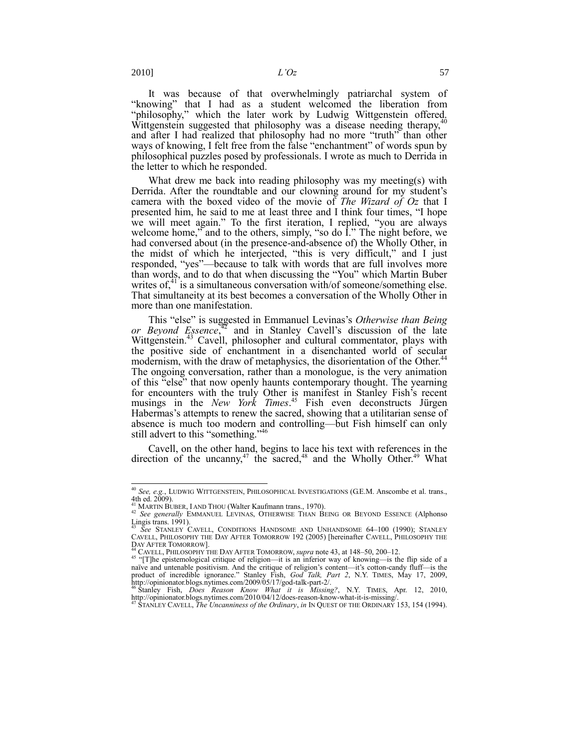It was because of that overwhelmingly patriarchal system of "knowing" that I had as a student welcomed the liberation from "philosophy," which the later work by Ludwig Wittgenstein offered. Wittgenstein suggested that philosophy was a disease needing therapy,[40] and after I had realized that philosophy had no more "truth" than other ways of knowing, I felt free from the false "enchantment" of words spun by philosophical puzzles posed by professionals. I wrote as much to Derrida in the letter to which he responded.

What drew me back into reading philosophy was my meeting(s) with Derrida. After the roundtable and our clowning around for my student's camera with the boxed video of the movie of *The Wizard of Oz* that I presented him, he said to me at least three and I think four times, "I hope we will meet again." To the first iteration, I replied, "you are always welcome home," and to the others, simply, "so do I." The night before, we had conversed about (in the presence-and-absence of) the Wholly Other, in the midst of which he interjected, "this is very difficult," and I just responded, "yes"—because to talk with words that are full involves more than words, and to do that when discussing the "You" which Martin Buber writes of,[41] is a simultaneous conversation with/of someone/something else. That simultaneity at its best becomes a conversation of the Wholly Other in more than one manifestation.

This "else" is suggested in Emmanuel Levinas's *Otherwise than Being or Beyond Essence*,[42] and in Stanley Cavell's discussion of the late Wittgenstein.[43] Cavell, philosopher and cultural commentator, plays with the positive side of enchantment in a disenchanted world of secular modernism, with the draw of metaphysics, the disorientation of the Other.[44] The ongoing conversation, rather than a monologue, is the very animation of this "else" that now openly haunts contemporary thought. The yearning for encounters with the truly Other is manifest in Stanley Fish's recent musings in the *New York Times*.[45] Fish even deconstructs Jürgen Habermas's attempts to renew the sacred, showing that a utilitarian sense of absence is much too modern and controlling—but Fish himself can only still advert to this "something."[46]

Cavell, on the other hand, begins to lace his text with references in the direction of the uncanny,[47] the sacred,[48] and the Wholly Other.[49] What

---

[40] *See, e.g.*, LUDWIG WITTGENSTEIN, PHILOSOPHICAL INVESTIGATIONS (G.E.M. Anscombe et al. trans., 4th ed. 2009).

[41] MARTIN BUBER, I AND THOU (Walter Kaufmann trans., 1970).

[42] *See generally* EMMANUEL LEVINAS, OTHERWISE THAN BEING OR BEYOND ESSENCE (Alphonso Lingis trans. 1991).

[43] *See* STANLEY CAVELL, CONDITIONS HANDSOME AND UNHANDSOME 64–100 (1990); STANLEY CAVELL, PHILOSOPHY THE DAY AFTER TOMORROW 192 (2005) [hereinafter CAVELL, PHILOSOPHY THE DAY AFTER TOMORROW].

[44] CAVELL, PHILOSOPHY THE DAY AFTER TOMORROW, *supra* note 43, at 148–50, 200–12.

[45] "[T]he epistemological critique of religion—it is an inferior way of knowing—is the flip side of a naïve and untenable positivism. And the critique of religion's content—it's cotton-candy fluff—is the product of incredible ignorance." Stanley Fish, *God Talk, Part 2*, N.Y. TIMES, May 17, 2009, http://opinionator.blogs.nytimes.com/2009/05/17/god-talk-part-2/.

[46] Stanley Fish, *Does Reason Know What it is Missing?*, N.Y. TIMES, Apr. 12, 2010, http://opinionator.blogs.nytimes.com/2010/04/12/does-reason-know-what-it-is-missing/.

[47] STANLEY CAVELL, *The Uncanniness of the Ordinary*, *in* IN QUEST OF THE ORDINARY 153, 154 (1994).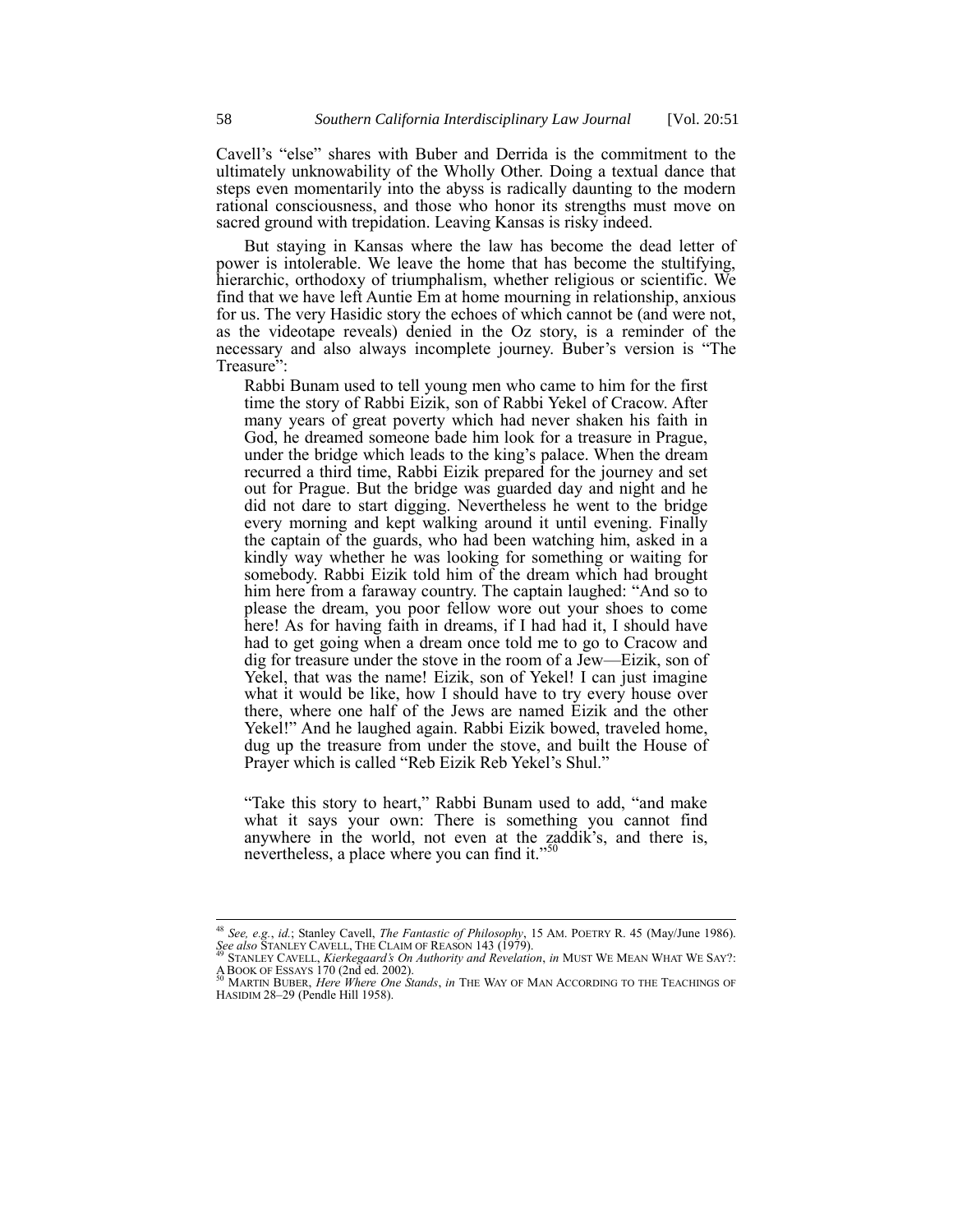Cavell's "else" shares with Buber and Derrida is the commitment to the ultimately unknowability of the Wholly Other. Doing a textual dance that steps even momentarily into the abyss is radically daunting to the modern rational consciousness, and those who honor its strengths must move on sacred ground with trepidation. Leaving Kansas is risky indeed.

But staying in Kansas where the law has become the dead letter of power is intolerable. We leave the home that has become the stultifying, hierarchic, orthodoxy of triumphalism, whether religious or scientific. We find that we have left Auntie Em at home mourning in relationship, anxious for us. The very Hasidic story the echoes of which cannot be (and were not, as the videotape reveals) denied in the Oz story, is a reminder of the necessary and also always incomplete journey. Buber's version is "The Treasure":

> Rabbi Bunam used to tell young men who came to him for the first time the story of Rabbi Eizik, son of Rabbi Yekel of Cracow. After many years of great poverty which had never shaken his faith in God, he dreamed someone bade him look for a treasure in Prague, under the bridge which leads to the king's palace. When the dream recurred a third time, Rabbi Eizik prepared for the journey and set out for Prague. But the bridge was guarded day and night and he did not dare to start digging. Nevertheless he went to the bridge every morning and kept walking around it until evening. Finally the captain of the guards, who had been watching him, asked in a kindly way whether he was looking for something or waiting for somebody. Rabbi Eizik told him of the dream which had brought him here from a faraway country. The captain laughed: "And so to please the dream, you poor fellow wore out your shoes to come here! As for having faith in dreams, if I had had it, I should have had to get going when a dream once told me to go to Cracow and dig for treasure under the stove in the room of a Jew—Eizik, son of Yekel, that was the name! Eizik, son of Yekel! I can just imagine what it would be like, how I should have to try every house over there, where one half of the Jews are named Eizik and the other Yekel!" And he laughed again. Rabbi Eizik bowed, traveled home, dug up the treasure from under the stove, and built the House of Prayer which is called "Reb Eizik Reb Yekel's Shul."
>
> "Take this story to heart," Rabbi Bunam used to add, "and make what it says your own: There is something you cannot find anywhere in the world, not even at the zaddik's, and there is, nevertheless, a place where you can find it."[50]

---

[48] *See, e.g.*, *id.*; Stanley Cavell, *The Fantastic of Philosophy*, 15 AM. POETRY R. 45 (May/June 1986). *See also* STANLEY CAVELL, THE CLAIM OF REASON 143 (1979).

[49] STANLEY CAVELL, *Kierkegaard's On Authority and Revelation*, *in* MUST WE MEAN WHAT WE SAY?: A BOOK OF ESSAYS 170 (2nd ed. 2002).

[50] MARTIN BUBER, *Here Where One Stands*, *in* THE WAY OF MAN ACCORDING TO THE TEACHINGS OF HASIDIM 28–29 (Pendle Hill 1958).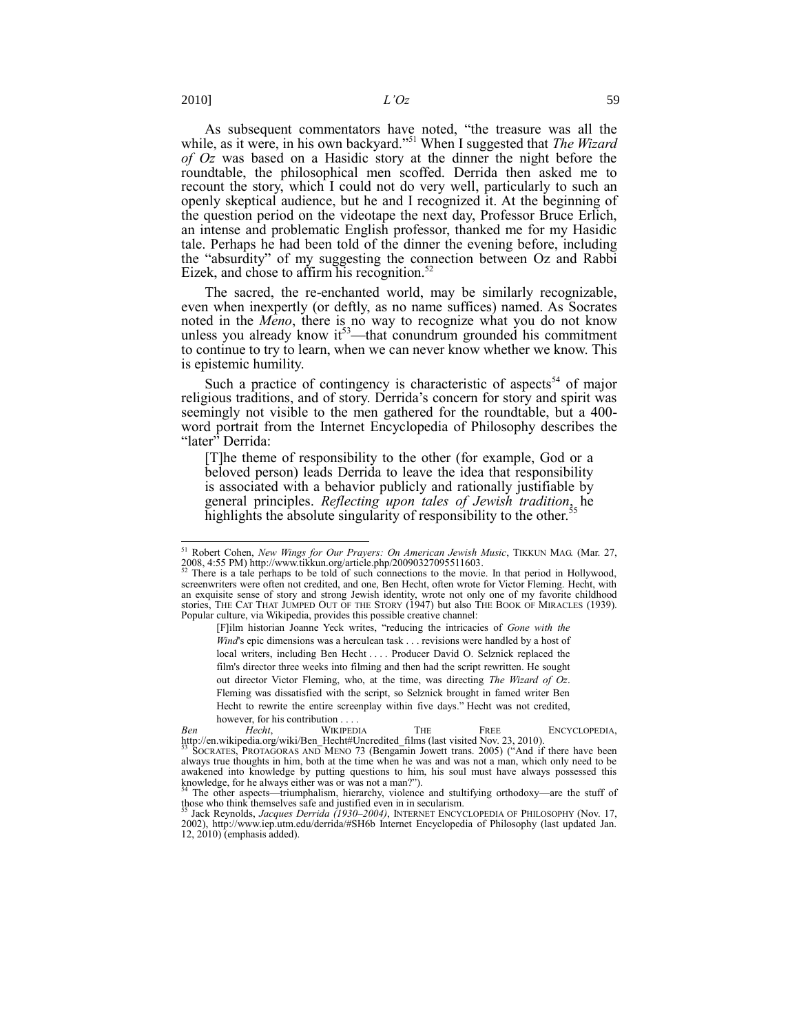As subsequent commentators have noted, "the treasure was all the while, as it were, in his own backyard."[51] When I suggested that *The Wizard of Oz* was based on a Hasidic story at the dinner the night before the roundtable, the philosophical men scoffed. Derrida then asked me to recount the story, which I could not do very well, particularly to such an openly skeptical audience, but he and I recognized it. At the beginning of the question period on the videotape the next day, Professor Bruce Erlich, an intense and problematic English professor, thanked me for my Hasidic tale. Perhaps he had been told of the dinner the evening before, including the "absurdity" of my suggesting the connection between Oz and Rabbi Eizek, and chose to affirm his recognition.[52]

The sacred, the re-enchanted world, may be similarly recognizable, even when inexpertly (or deftly, as no name suffices) named. As Socrates noted in the *Meno*, there is no way to recognize what you do not know unless you already know it[53]—that conundrum grounded his commitment to continue to try to learn, when we can never know whether we know. This is epistemic humility.

Such a practice of contingency is characteristic of aspects[54] of major religious traditions, and of story. Derrida's concern for story and spirit was seemingly not visible to the men gathered for the roundtable, but a 400-word portrait from the Internet Encyclopedia of Philosophy describes the "later" Derrida:

> [T]he theme of responsibility to the other (for example, God or a beloved person) leads Derrida to leave the idea that responsibility is associated with a behavior publicly and rationally justifiable by general principles. *Reflecting upon tales of Jewish tradition*, he highlights the absolute singularity of responsibility to the other.[55]

---

[51] Robert Cohen, *New Wings for Our Prayers: On American Jewish Music*, TIKKUN MAG. (Mar. 27, 2008, 4:55 PM) http://www.tikkun.org/article.php/20090327095511603.

[52] There is a tale perhaps to be told of such connections to the movie. In that period in Hollywood, screenwriters were often not credited, and one, Ben Hecht, often wrote for Victor Fleming. Hecht, with an exquisite sense of story and strong Jewish identity, wrote not only one of my favorite childhood stories, THE CAT THAT JUMPED OUT OF THE STORY (1947) but also THE BOOK OF MIRACLES (1939). Popular culture, via Wikipedia, provides this possible creative channel:

> [F]ilm historian Joanne Yeck writes, "reducing the intricacies of *Gone with the Wind*'s epic dimensions was a herculean task . . . revisions were handled by a host of local writers, including Ben Hecht . . . . Producer David O. Selznick replaced the film's director three weeks into filming and then had the script rewritten. He sought out director Victor Fleming, who, at the time, was directing *The Wizard of Oz*. Fleming was dissatisfied with the script, so Selznick brought in famed writer Ben Hecht to rewrite the entire screenplay within five days." Hecht was not credited, however, for his contribution . . . .

*Ben Hecht*, WIKIPEDIA THE FREE ENCYCLOPEDIA, http://en.wikipedia.org/wiki/Ben_Hecht#Uncredited_films (last visited Nov. 23, 2010).

[53] SOCRATES, PROTAGORAS AND MENO 73 (Bengamin Jowett trans. 2005) ("And if there have been always true thoughts in him, both at the time when he was and was not a man, which only need to be awakened into knowledge by putting questions to him, his soul must have always possessed this knowledge, for he always either was or was not a man?").

[54] The other aspects—triumphalism, hierarchy, violence and stultifying orthodoxy—are the stuff of those who think themselves safe and justified even in in secularism.

[55] Jack Reynolds, *Jacques Derrida (1930–2004)*, INTERNET ENCYCLOPEDIA OF PHILOSOPHY (Nov. 17, 2002), http://www.iep.utm.edu/derrida/#SH6b Internet Encyclopedia of Philosophy (last updated Jan. 12, 2010) (emphasis added).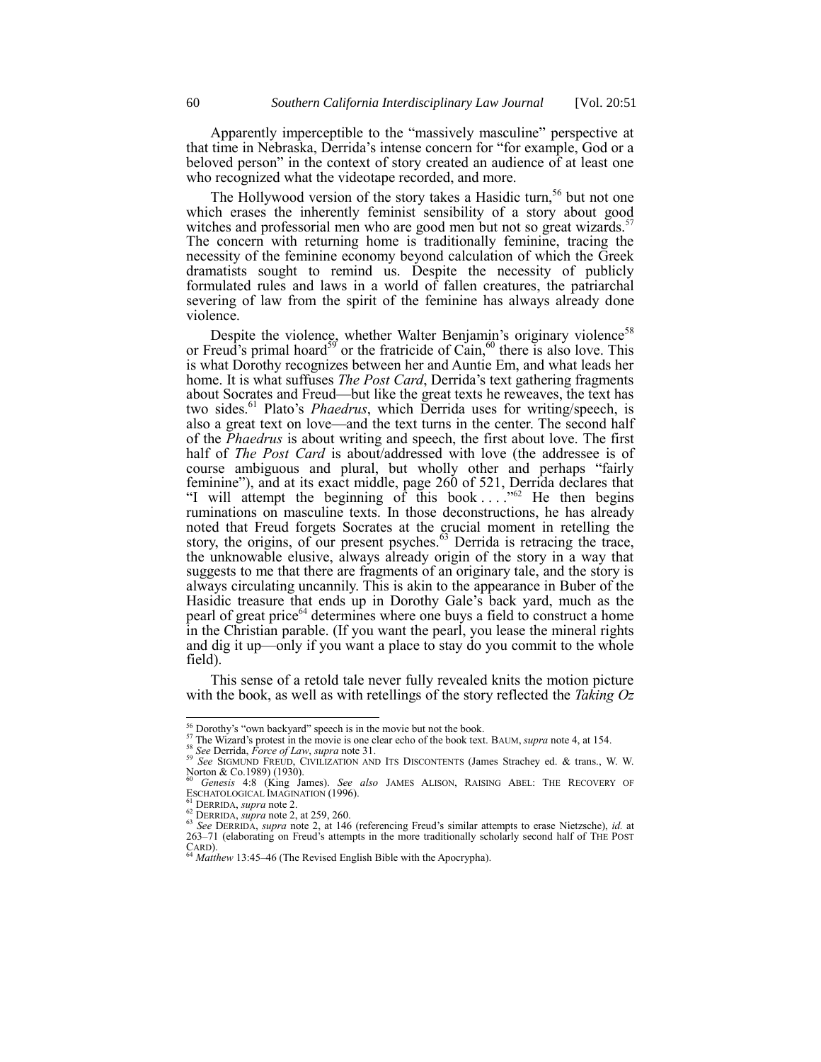Apparently imperceptible to the "massively masculine" perspective at that time in Nebraska, Derrida's intense concern for "for example, God or a beloved person" in the context of story created an audience of at least one who recognized what the videotape recorded, and more.

The Hollywood version of the story takes a Hasidic turn,[56] but not one which erases the inherently feminist sensibility of a story about good witches and professorial men who are good men but not so great wizards.[57] The concern with returning home is traditionally feminine, tracing the necessity of the feminine economy beyond calculation of which the Greek dramatists sought to remind us. Despite the necessity of publicly formulated rules and laws in a world of fallen creatures, the patriarchal severing of law from the spirit of the feminine has always already done violence.

Despite the violence, whether Walter Benjamin's originary violence[58] or Freud's primal hoard[59] or the fratricide of Cain,[60] there is also love. This is what Dorothy recognizes between her and Auntie Em, and what leads her home. It is what suffuses *The Post Card*, Derrida's text gathering fragments about Socrates and Freud—but like the great texts he reweaves, the text has two sides.[61] Plato's *Phaedrus*, which Derrida uses for writing/speech, is also a great text on love—and the text turns in the center. The second half of the *Phaedrus* is about writing and speech, the first about love. The first half of *The Post Card* is about/addressed with love (the addressee is of course ambiguous and plural, but wholly other and perhaps "fairly feminine"), and at its exact middle, page 260 of 521, Derrida declares that "I will attempt the beginning of this book . . . ."[62] He then begins ruminations on masculine texts. In those deconstructions, he has already noted that Freud forgets Socrates at the crucial moment in retelling the story, the origins, of our present psyches.[63] Derrida is retracing the trace, the unknowable elusive, always already origin of the story in a way that suggests to me that there are fragments of an originary tale, and the story is always circulating uncannily. This is akin to the appearance in Buber of the Hasidic treasure that ends up in Dorothy Gale's back yard, much as the pearl of great price[64] determines where one buys a field to construct a home in the Christian parable. (If you want the pearl, you lease the mineral rights and dig it up—only if you want a place to stay do you commit to the whole field).

This sense of a retold tale never fully revealed knits the motion picture with the book, as well as with retellings of the story reflected the *Taking Oz*

---

[56] Dorothy's "own backyard" speech is in the movie but not the book.

[57] The Wizard's protest in the movie is one clear echo of the book text. BAUM, *supra* note 4, at 154.

[58] *See* Derrida, *Force of Law*, *supra* note 31.

[59] *See* SIGMUND FREUD, CIVILIZATION AND ITS DISCONTENTS (James Strachey ed. & trans., W. W. Norton & Co.1989) (1930).

[60] *Genesis* 4:8 (King James). *See also* JAMES ALISON, RAISING ABEL: THE RECOVERY OF ESCHATOLOGICAL IMAGINATION (1996).

[61] DERRIDA, *supra* note 2.

[62] DERRIDA, *supra* note 2, at 259, 260.

[63] *See* DERRIDA, *supra* note 2, at 146 (referencing Freud's similar attempts to erase Nietzsche), *id.* at 263–71 (elaborating on Freud's attempts in the more traditionally scholarly second half of THE POST CARD).

[64] *Matthew* 13:45–46 (The Revised English Bible with the Apocrypha).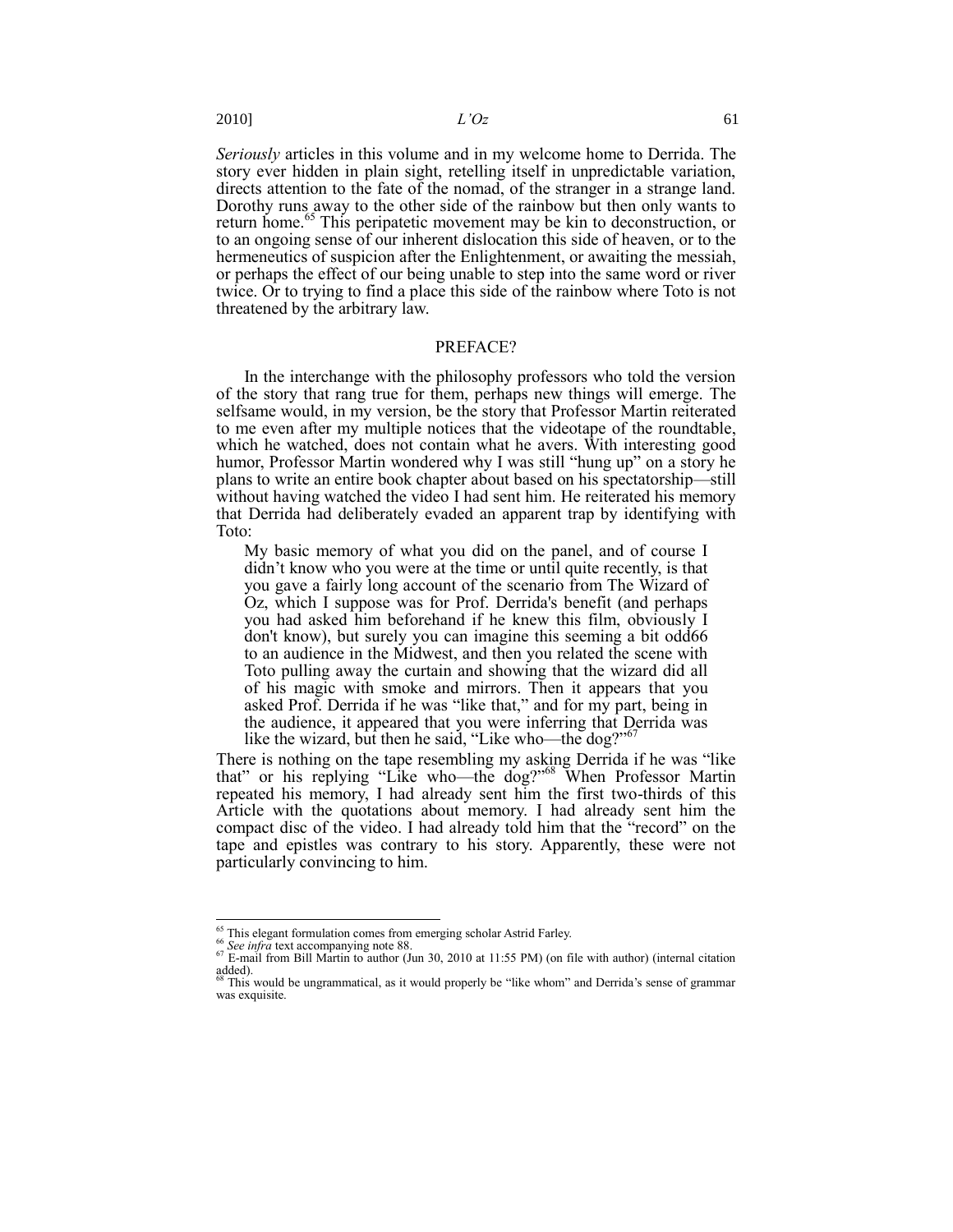*Seriously* articles in this volume and in my welcome home to Derrida. The story ever hidden in plain sight, retelling itself in unpredictable variation, directs attention to the fate of the nomad, of the stranger in a strange land. Dorothy runs away to the other side of the rainbow but then only wants to return home.[65] This peripatetic movement may be kin to deconstruction, or to an ongoing sense of our inherent dislocation this side of heaven, or to the hermeneutics of suspicion after the Enlightenment, or awaiting the messiah, or perhaps the effect of our being unable to step into the same word or river twice. Or to trying to find a place this side of the rainbow where Toto is not threatened by the arbitrary law.

## PREFACE?

In the interchange with the philosophy professors who told the version of the story that rang true for them, perhaps new things will emerge. The selfsame would, in my version, be the story that Professor Martin reiterated to me even after my multiple notices that the videotape of the roundtable, which he watched, does not contain what he avers. With interesting good humor, Professor Martin wondered why I was still "hung up" on a story he plans to write an entire book chapter about based on his spectatorship—still without having watched the video I had sent him. He reiterated his memory that Derrida had deliberately evaded an apparent trap by identifying with Toto:

> My basic memory of what you did on the panel, and of course I didn't know who you were at the time or until quite recently, is that you gave a fairly long account of the scenario from The Wizard of Oz, which I suppose was for Prof. Derrida's benefit (and perhaps you had asked him beforehand if he knew this film, obviously I don't know), but surely you can imagine this seeming a bit odd[66] to an audience in the Midwest, and then you related the scene with Toto pulling away the curtain and showing that the wizard did all of his magic with smoke and mirrors. Then it appears that you asked Prof. Derrida if he was "like that," and for my part, being in the audience, it appeared that you were inferring that Derrida was like the wizard, but then he said, "Like who—the dog?"[67]

There is nothing on the tape resembling my asking Derrida if he was "like that" or his replying "Like who—the dog?"[68] When Professor Martin repeated his memory, I had already sent him the first two-thirds of this Article with the quotations about memory. I had already sent him the compact disc of the video. I had already told him that the "record" on the tape and epistles was contrary to his story. Apparently, these were not particularly convincing to him.

---

[65] This elegant formulation comes from emerging scholar Astrid Farley.

[66] *See infra* text accompanying note 88.

[67] E-mail from Bill Martin to author (Jun 30, 2010 at 11:55 PM) (on file with author) (internal citation added).

[68] This would be ungrammatical, as it would properly be "like whom" and Derrida's sense of grammar was exquisite.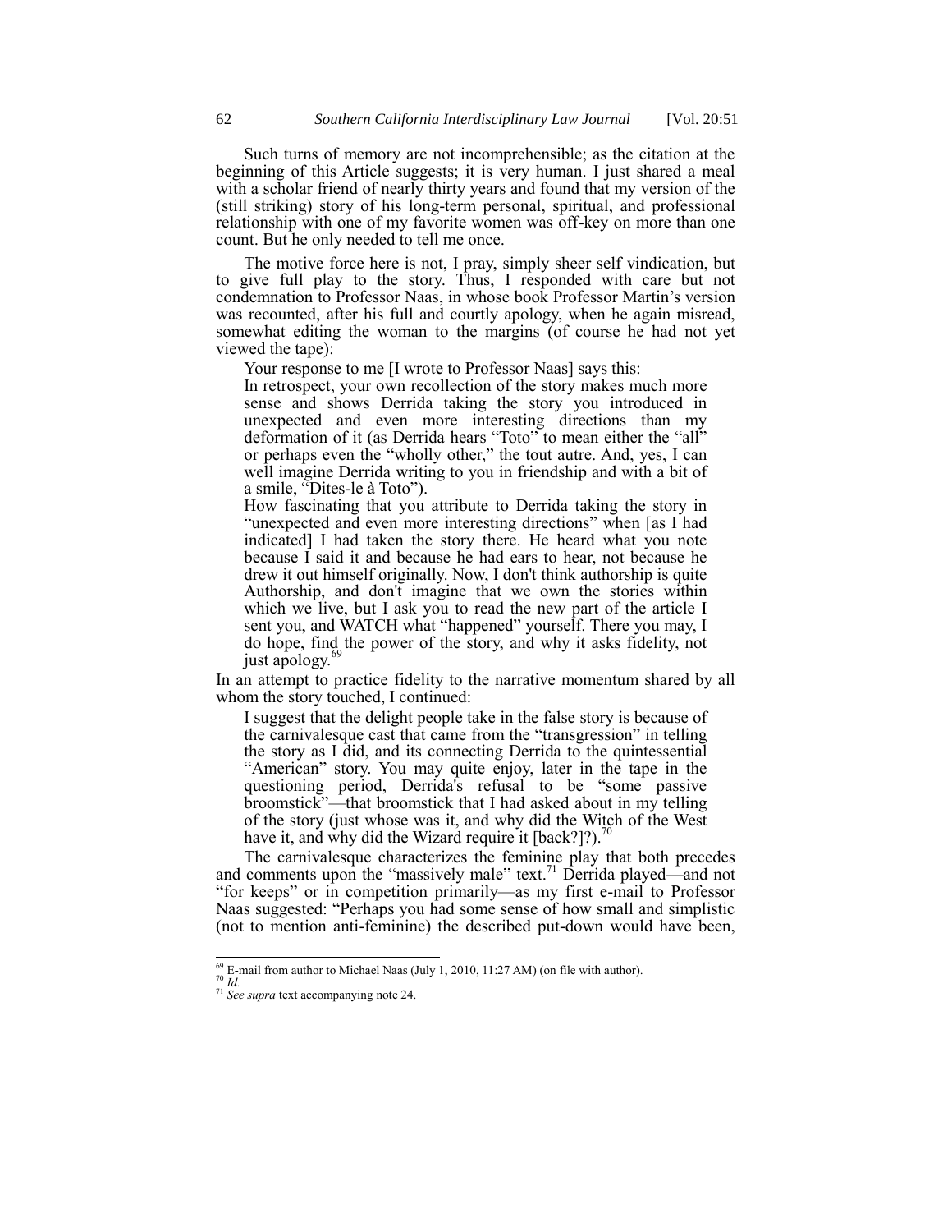Such turns of memory are not incomprehensible; as the citation at the beginning of this Article suggests; it is very human. I just shared a meal with a scholar friend of nearly thirty years and found that my version of the (still striking) story of his long-term personal, spiritual, and professional relationship with one of my favorite women was off-key on more than one count. But he only needed to tell me once.

The motive force here is not, I pray, simply sheer self vindication, but to give full play to the story. Thus, I responded with care but not condemnation to Professor Naas, in whose book Professor Martin's version was recounted, after his full and courtly apology, when he again misread, somewhat editing the woman to the margins (of course he had not yet viewed the tape):

> Your response to me [I wrote to Professor Naas] says this:
>
> In retrospect, your own recollection of the story makes much more sense and shows Derrida taking the story you introduced in unexpected and even more interesting directions than my deformation of it (as Derrida hears "Toto" to mean either the "all" or perhaps even the "wholly other," the tout autre. And, yes, I can well imagine Derrida writing to you in friendship and with a bit of a smile, "Dites-le à Toto").
>
> How fascinating that you attribute to Derrida taking the story in "unexpected and even more interesting directions" when [as I had indicated] I had taken the story there. He heard what you note because I said it and because he had ears to hear, not because he drew it out himself originally. Now, I don't think authorship is quite Authorship, and don't imagine that we own the stories within which we live, but I ask you to read the new part of the article I sent you, and WATCH what "happened" yourself. There you may, I do hope, find the power of the story, and why it asks fidelity, not just apology.[69]

In an attempt to practice fidelity to the narrative momentum shared by all whom the story touched, I continued:

> I suggest that the delight people take in the false story is because of the carnivalesque cast that came from the "transgression" in telling the story as I did, and its connecting Derrida to the quintessential "American" story. You may quite enjoy, later in the tape in the questioning period, Derrida's refusal to be "some passive broomstick"—that broomstick that I had asked about in my telling of the story (just whose was it, and why did the Witch of the West have it, and why did the Wizard require it [back?]?).[70]

The carnivalesque characterizes the feminine play that both precedes and comments upon the "massively male" text.[71] Derrida played—and not "for keeps" or in competition primarily—as my first e-mail to Professor Naas suggested: "Perhaps you had some sense of how small and simplistic (not to mention anti-feminine) the described put-down would have been,

---

[69] E-mail from author to Michael Naas (July 1, 2010, 11:27 AM) (on file with author).

[70] *Id.*

[71] *See supra* text accompanying note 24.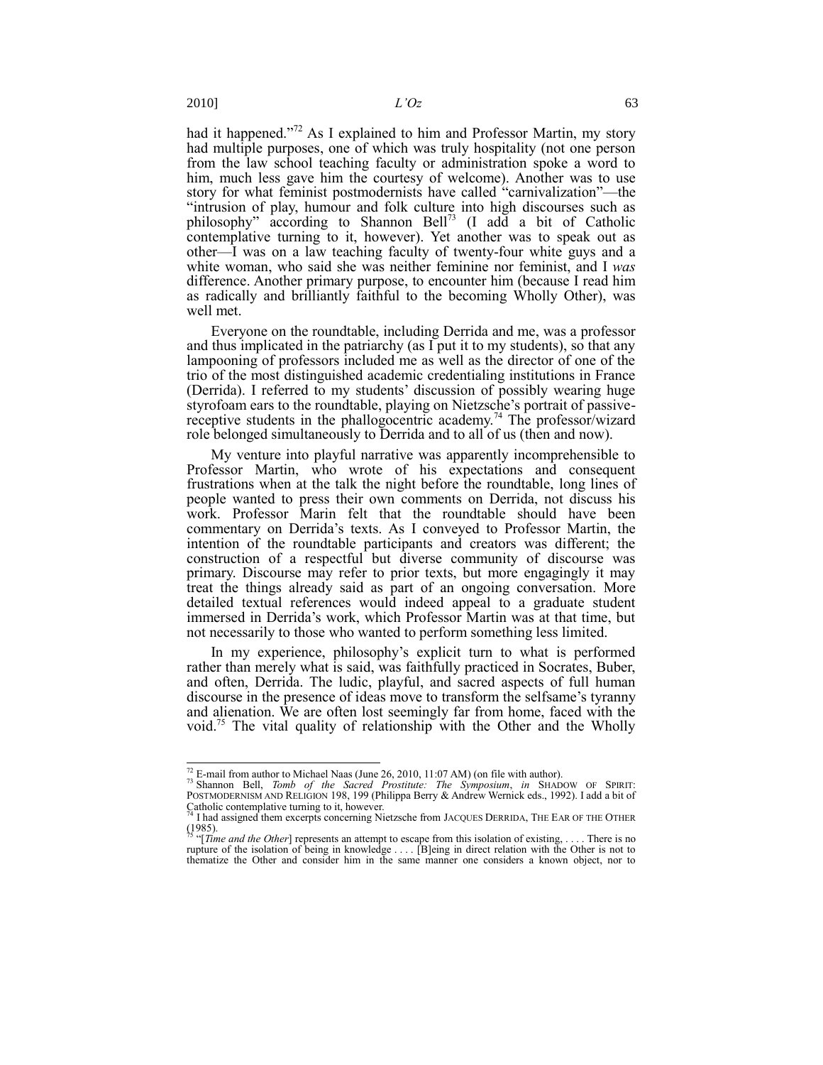had it happened."[72] As I explained to him and Professor Martin, my story had multiple purposes, one of which was truly hospitality (not one person from the law school teaching faculty or administration spoke a word to him, much less gave him the courtesy of welcome). Another was to use story for what feminist postmodernists have called "carnivalization"—the "intrusion of play, humour and folk culture into high discourses such as philosophy" according to Shannon Bell[73] (I add a bit of Catholic contemplative turning to it, however). Yet another was to speak out as other—I was on a law teaching faculty of twenty-four white guys and a white woman, who said she was neither feminine nor feminist, and I *was* difference. Another primary purpose, to encounter him (because I read him as radically and brilliantly faithful to the becoming Wholly Other), was well met.

Everyone on the roundtable, including Derrida and me, was a professor and thus implicated in the patriarchy (as I put it to my students), so that any lampooning of professors included me as well as the director of one of the trio of the most distinguished academic credentialing institutions in France (Derrida). I referred to my students' discussion of possibly wearing huge styrofoam ears to the roundtable, playing on Nietzsche's portrait of passive-receptive students in the phallogocentric academy.[74] The professor/wizard role belonged simultaneously to Derrida and to all of us (then and now).

My venture into playful narrative was apparently incomprehensible to Professor Martin, who wrote of his expectations and consequent frustrations when at the talk the night before the roundtable, long lines of people wanted to press their own comments on Derrida, not discuss his work. Professor Marin felt that the roundtable should have been commentary on Derrida's texts. As I conveyed to Professor Martin, the intention of the roundtable participants and creators was different; the construction of a respectful but diverse community of discourse was primary. Discourse may refer to prior texts, but more engagingly it may treat the things already said as part of an ongoing conversation. More detailed textual references would indeed appeal to a graduate student immersed in Derrida's work, which Professor Martin was at that time, but not necessarily to those who wanted to perform something less limited.

In my experience, philosophy's explicit turn to what is performed rather than merely what is said, was faithfully practiced in Socrates, Buber, and often, Derrida. The ludic, playful, and sacred aspects of full human discourse in the presence of ideas move to transform the selfsame's tyranny and alienation. We are often lost seemingly far from home, faced with the void.[75] The vital quality of relationship with the Other and the Wholly

---

[72] E-mail from author to Michael Naas (June 26, 2010, 11:07 AM) (on file with author).

[73] Shannon Bell, *Tomb of the Sacred Prostitute: The Symposium*, *in* SHADOW OF SPIRIT: POSTMODERNISM AND RELIGION 198, 199 (Philippa Berry & Andrew Wernick eds., 1992). I add a bit of Catholic contemplative turning to it, however.

[74] I had assigned them excerpts concerning Nietzsche from JACQUES DERRIDA, THE EAR OF THE OTHER (1985).

[75] "[*Time and the Other*] represents an attempt to escape from this isolation of existing, . . . . There is no rupture of the isolation of being in knowledge . . . . [B]eing in direct relation with the Other is not to thematize the Other and consider him in the same manner one considers a known object, nor to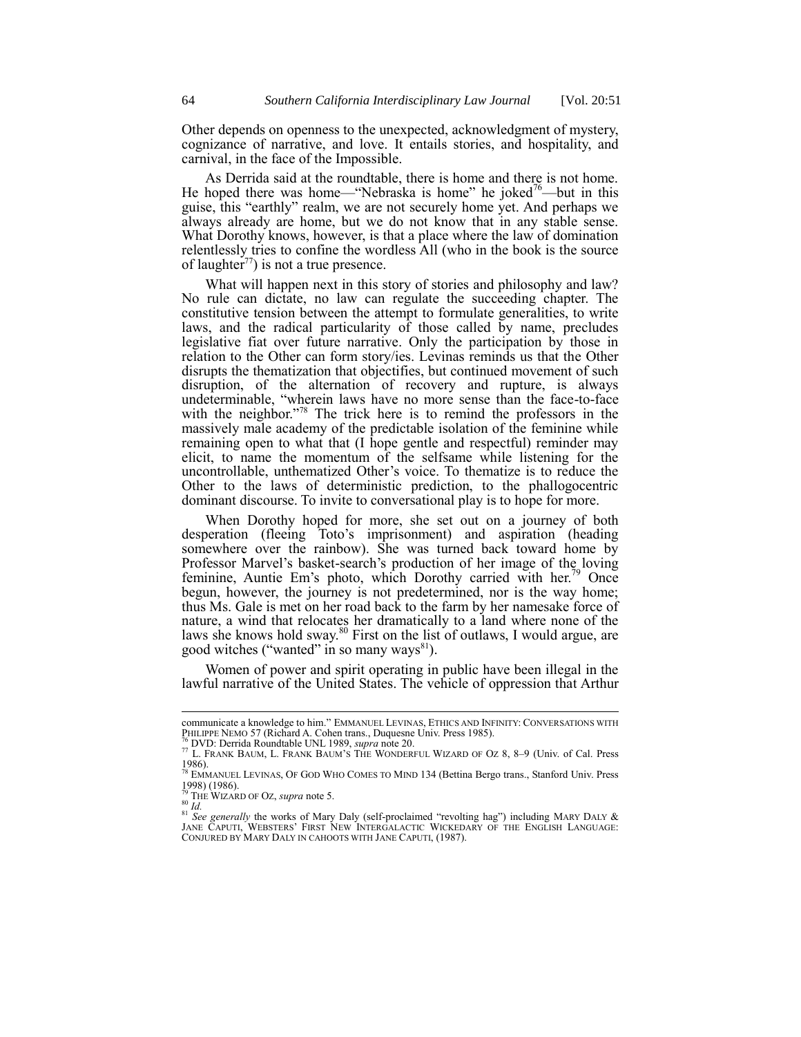Other depends on openness to the unexpected, acknowledgment of mystery, cognizance of narrative, and love. It entails stories, and hospitality, and carnival, in the face of the Impossible.

As Derrida said at the roundtable, there is home and there is not home. He hoped there was home—"Nebraska is home" he joked[76]—but in this guise, this "earthly" realm, we are not securely home yet. And perhaps we always already are home, but we do not know that in any stable sense. What Dorothy knows, however, is that a place where the law of domination relentlessly tries to confine the wordless All (who in the book is the source of laughter[77]) is not a true presence.

What will happen next in this story of stories and philosophy and law? No rule can dictate, no law can regulate the succeeding chapter. The constitutive tension between the attempt to formulate generalities, to write laws, and the radical particularity of those called by name, precludes legislative fiat over future narrative. Only the participation by those in relation to the Other can form story/ies. Levinas reminds us that the Other disrupts the thematization that objectifies, but continued movement of such disruption, of the alternation of recovery and rupture, is always undeterminable, "wherein laws have no more sense than the face-to-face with the neighbor."[78] The trick here is to remind the professors in the massively male academy of the predictable isolation of the feminine while remaining open to what that (I hope gentle and respectful) reminder may elicit, to name the momentum of the selfsame while listening for the uncontrollable, unthematized Other's voice. To thematize is to reduce the Other to the laws of deterministic prediction, to the phallogocentric dominant discourse. To invite to conversational play is to hope for more.

When Dorothy hoped for more, she set out on a journey of both desperation (fleeing Toto's imprisonment) and aspiration (heading somewhere over the rainbow). She was turned back toward home by Professor Marvel's basket-search's production of her image of the loving feminine, Auntie Em's photo, which Dorothy carried with her.[79] Once begun, however, the journey is not predetermined, nor is the way home; thus Ms. Gale is met on her road back to the farm by her namesake force of nature, a wind that relocates her dramatically to a land where none of the laws she knows hold sway.[80] First on the list of outlaws, I would argue, are good witches ("wanted" in so many ways[81]).

Women of power and spirit operating in public have been illegal in the lawful narrative of the United States. The vehicle of oppression that Arthur

---

communicate a knowledge to him." EMMANUEL LEVINAS, ETHICS AND INFINITY: CONVERSATIONS WITH PHILIPPE NEMO 57 (Richard A. Cohen trans., Duquesne Univ. Press 1985).

[76] DVD: Derrida Roundtable UNL 1989, *supra* note 20.

[77] L. FRANK BAUM, L. FRANK BAUM'S THE WONDERFUL WIZARD OF OZ 8, 8–9 (Univ. of Cal. Press 1986).

[78] EMMANUEL LEVINAS, OF GOD WHO COMES TO MIND 134 (Bettina Bergo trans., Stanford Univ. Press 1998) (1986).

[79] THE WIZARD OF OZ, *supra* note 5.

[80] *Id.*

[81] *See generally* the works of Mary Daly (self-proclaimed "revolting hag") including MARY DALY & JANE CAPUTI, WEBSTERS' FIRST NEW INTERGALACTIC WICKEDARY OF THE ENGLISH LANGUAGE: CONJURED BY MARY DALY IN CAHOOTS WITH JANE CAPUTI, (1987).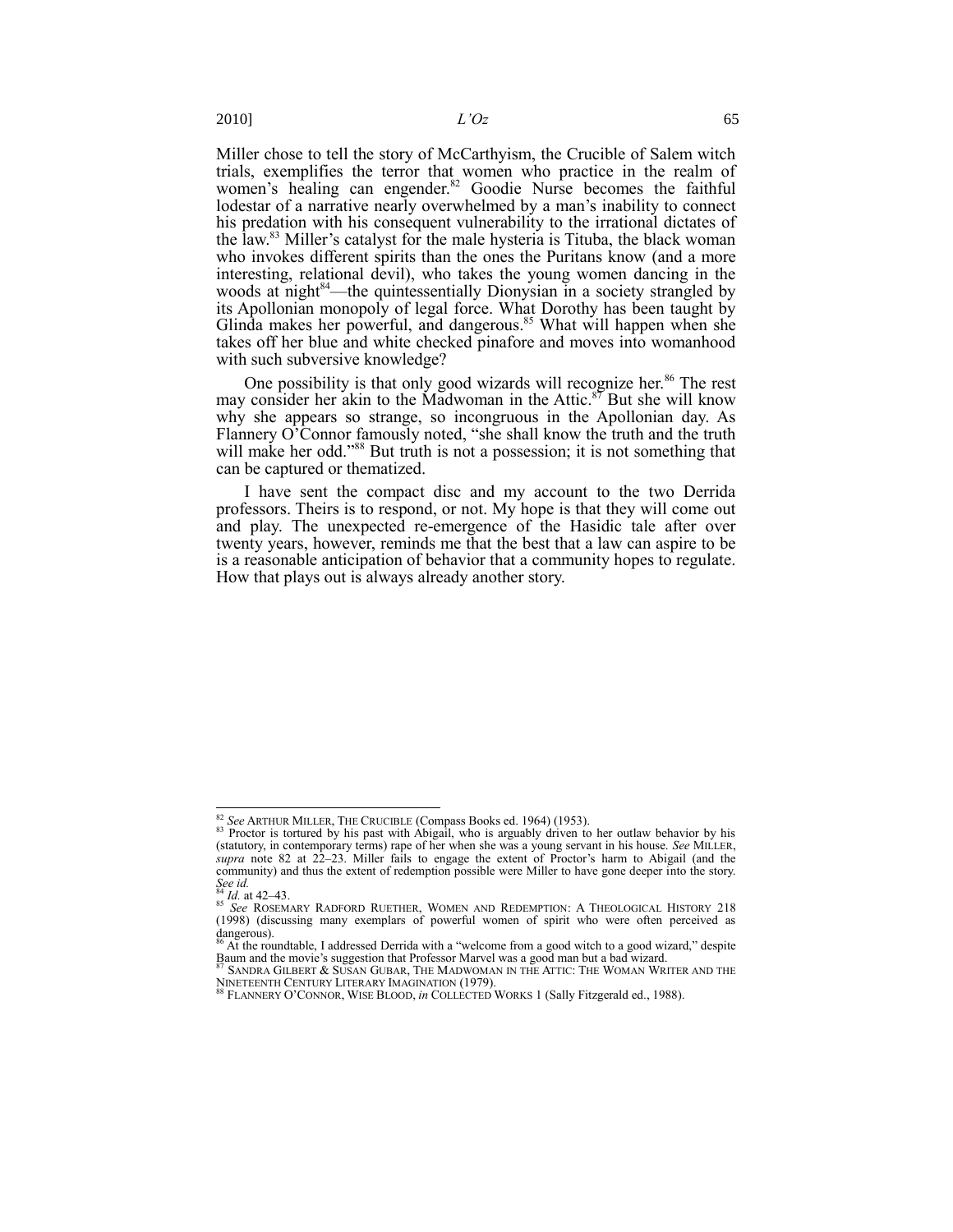Miller chose to tell the story of McCarthyism, the Crucible of Salem witch trials, exemplifies the terror that women who practice in the realm of women's healing can engender.[82] Goodie Nurse becomes the faithful lodestar of a narrative nearly overwhelmed by a man's inability to connect his predation with his consequent vulnerability to the irrational dictates of the law.[83] Miller's catalyst for the male hysteria is Tituba, the black woman who invokes different spirits than the ones the Puritans know (and a more interesting, relational devil), who takes the young women dancing in the woods at night[84]—the quintessentially Dionysian in a society strangled by its Apollonian monopoly of legal force. What Dorothy has been taught by Glinda makes her powerful, and dangerous.[85] What will happen when she takes off her blue and white checked pinafore and moves into womanhood with such subversive knowledge?

One possibility is that only good wizards will recognize her.[86] The rest may consider her akin to the Madwoman in the Attic.[87] But she will know why she appears so strange, so incongruous in the Apollonian day. As Flannery O'Connor famously noted, "she shall know the truth and the truth will make her odd."[88] But truth is not a possession; it is not something that can be captured or thematized.

I have sent the compact disc and my account to the two Derrida professors. Theirs is to respond, or not. My hope is that they will come out and play. The unexpected re-emergence of the Hasidic tale after over twenty years, however, reminds me that the best that a law can aspire to be is a reasonable anticipation of behavior that a community hopes to regulate. How that plays out is always already another story.

---

[82] *See* ARTHUR MILLER, THE CRUCIBLE (Compass Books ed. 1964) (1953).

[83] Proctor is tortured by his past with Abigail, who is arguably driven to her outlaw behavior by his (statutory, in contemporary terms) rape of her when she was a young servant in his house. *See* MILLER, *supra* note 82 at 22–23. Miller fails to engage the extent of Proctor's harm to Abigail (and the community) and thus the extent of redemption possible were Miller to have gone deeper into the story. *See id.*

[84] *Id.* at 42–43.

[85] *See* ROSEMARY RADFORD RUETHER, WOMEN AND REDEMPTION: A THEOLOGICAL HISTORY 218 (1998) (discussing many exemplars of powerful women of spirit who were often perceived as dangerous).

[86] At the roundtable, I addressed Derrida with a "welcome from a good witch to a good wizard," despite Baum and the movie's suggestion that Professor Marvel was a good man but a bad wizard.

[87] SANDRA GILBERT & SUSAN GUBAR, THE MADWOMAN IN THE ATTIC: THE WOMAN WRITER AND THE NINETEENTH CENTURY LITERARY IMAGINATION (1979).

[88] FLANNERY O'CONNOR, WISE BLOOD, *in* COLLECTED WORKS 1 (Sally Fitzgerald ed., 1988).